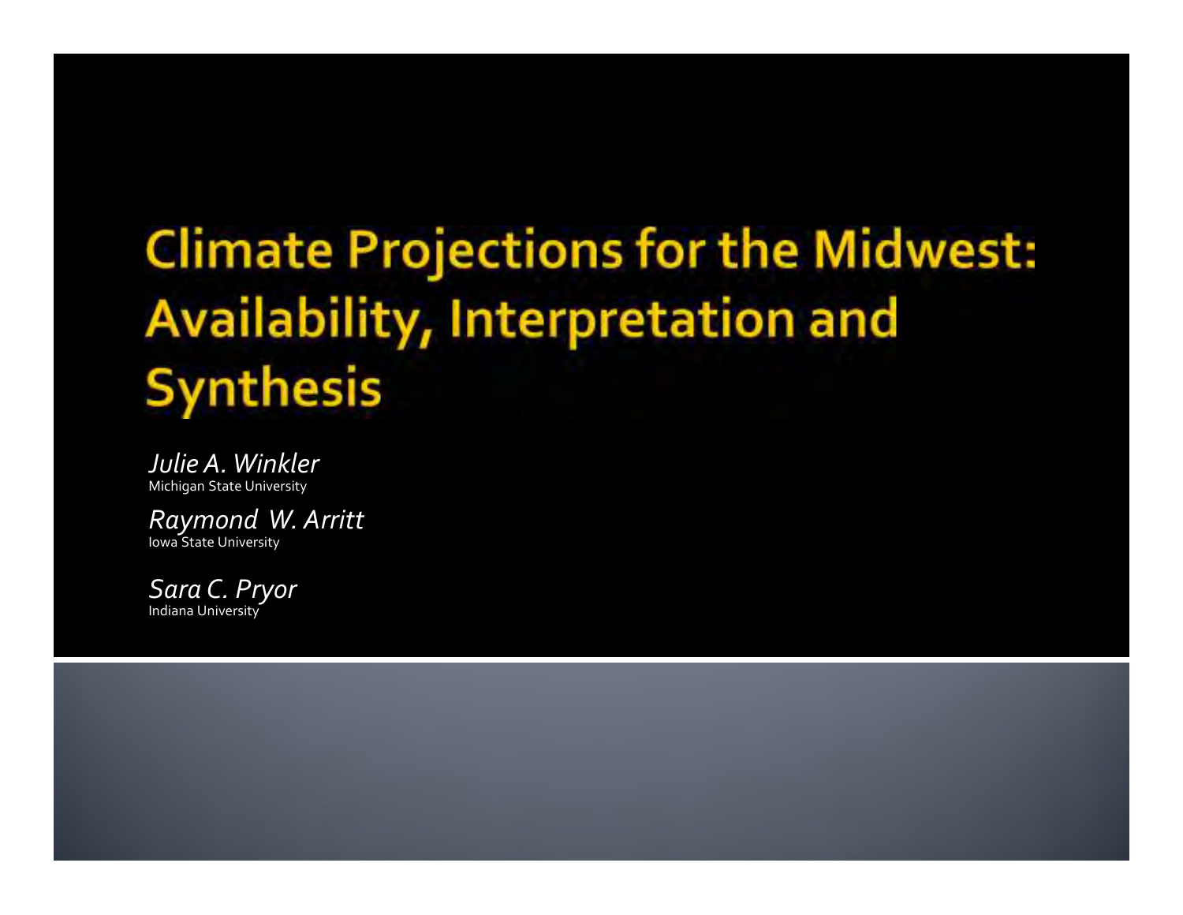# Climate Projections for the Midwest: Availability, Interpretation and Synthesis

*Julie A. Winkler*
Michigan State University

*Raymond W. Arritt*
Iowa State University

*Sara C. Pryor*
Indiana University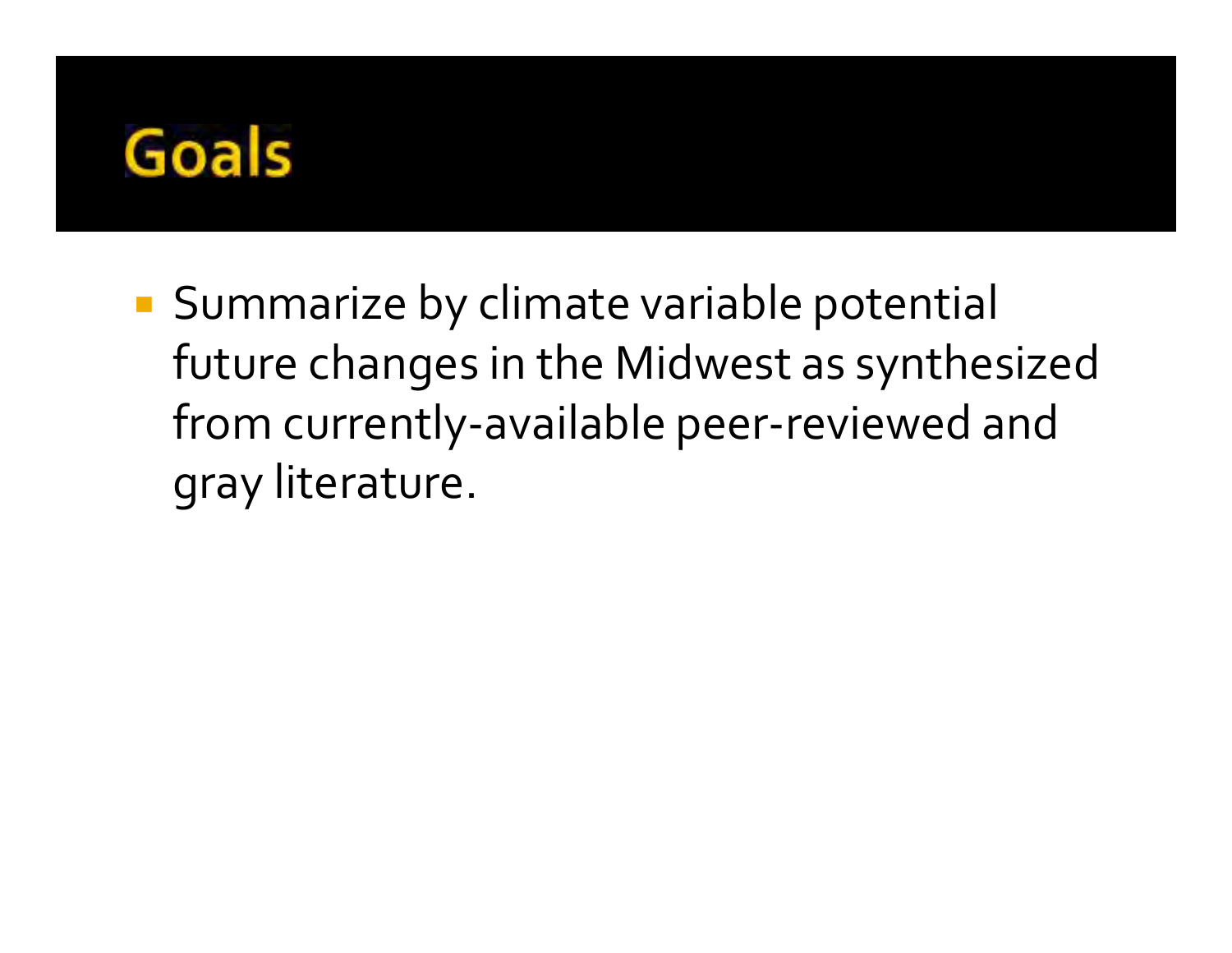# Goals

- Summarize by climate variable potential future changes in the Midwest as synthesized from currently-available peer-reviewed and gray literature.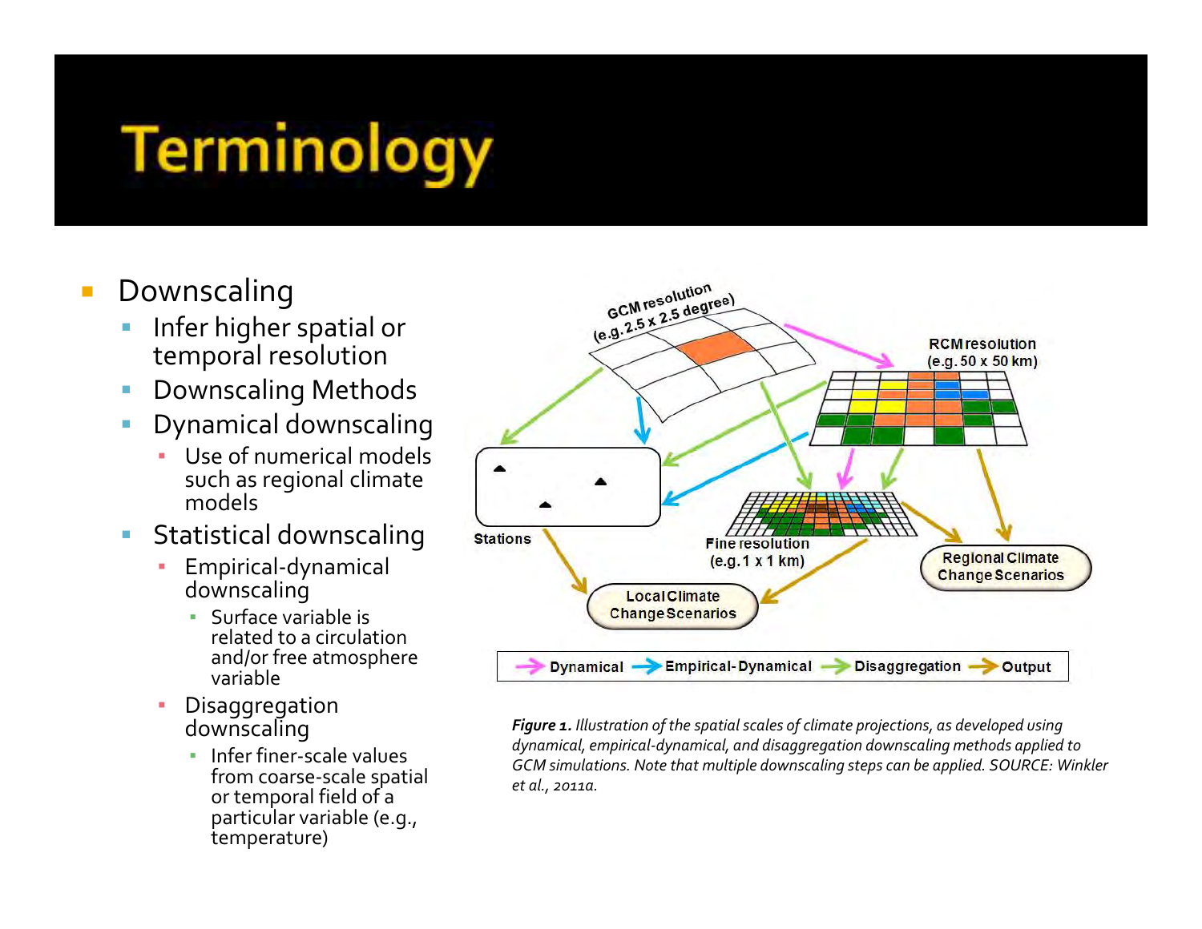# Terminology

- Downscaling
  - Infer higher spatial or temporal resolution
  - Downscaling Methods
  - Dynamical downscaling
    - Use of numerical models such as regional climate models
  - Statistical downscaling
    - Empirical-dynamical downscaling
      - Surface variable is related to a circulation and/or free atmosphere variable
    - Disaggregation downscaling
      - Infer finer-scale values from coarse-scale spatial or temporal field of a particular variable (e.g., temperature)

***Figure 1.*** *Illustration of the spatial scales of climate projections, as developed using dynamical, empirical-dynamical, and disaggregation downscaling methods applied to GCM simulations. Note that multiple downscaling steps can be applied. SOURCE: Winkler et al., 2011a.*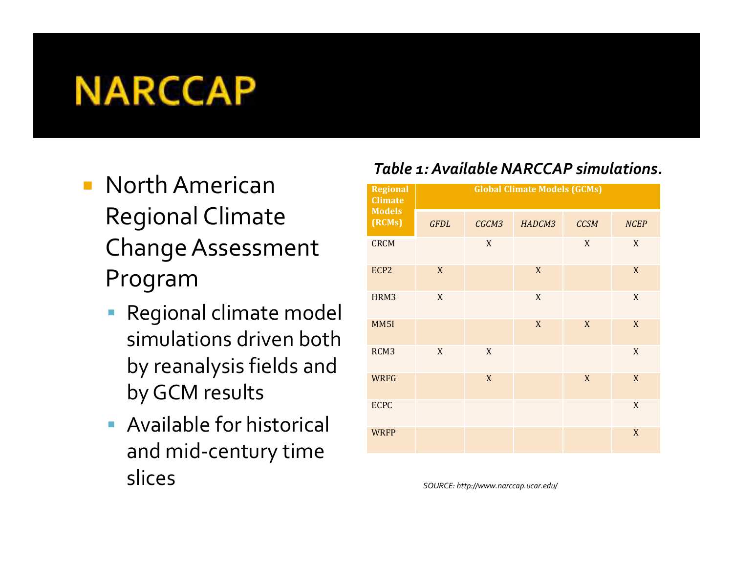# NARCCAP

- North American Regional Climate Change Assessment Program
  - Regional climate model simulations driven both by reanalysis fields and by GCM results
  - Available for historical and mid-century time slices

***Table 1: Available NARCCAP simulations.***

| Regional Climate Models (RCMs) | Global Climate Models (GCMs) | | | | |
|---|---|---|---|---|---|
| | *GFDL* | *CGCM3* | *HADCM3* | *CCSM* | *NCEP* |
| CRCM | | X | | X | X |
| ECP2 | X | | X | | X |
| HRM3 | X | | X | | X |
| MM5I | | | X | X | X |
| RCM3 | X | X | | | X |
| WRFG | | X | | X | X |
| ECPC | | | | | X |
| WRFP | | | | | X |

*SOURCE: http://www.narccap.ucar.edu/*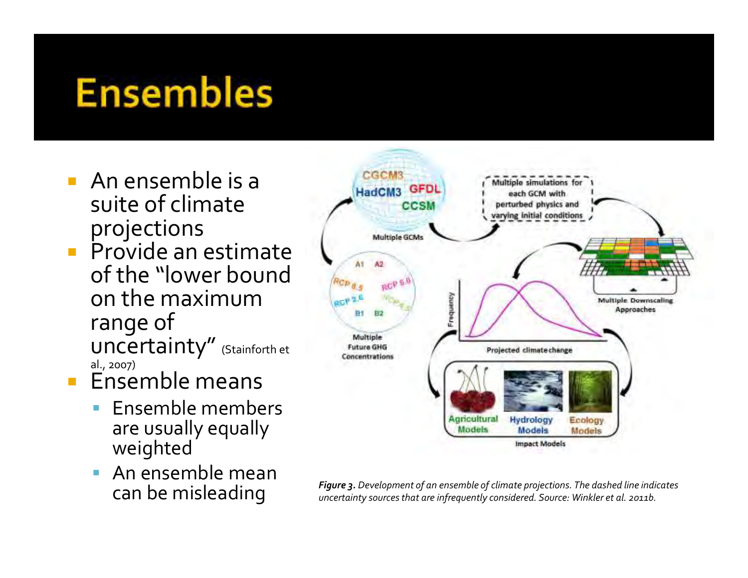# Ensembles

- An ensemble is a suite of climate projections
- Provide an estimate of the "lower bound on the maximum range of uncertainty" (Stainforth et al., 2007)
- Ensemble means
  - Ensemble members are usually equally weighted
  - An ensemble mean can be misleading

***Figure 3.*** *Development of an ensemble of climate projections. The dashed line indicates uncertainty sources that are infrequently considered. Source: Winkler et al. 2011b.*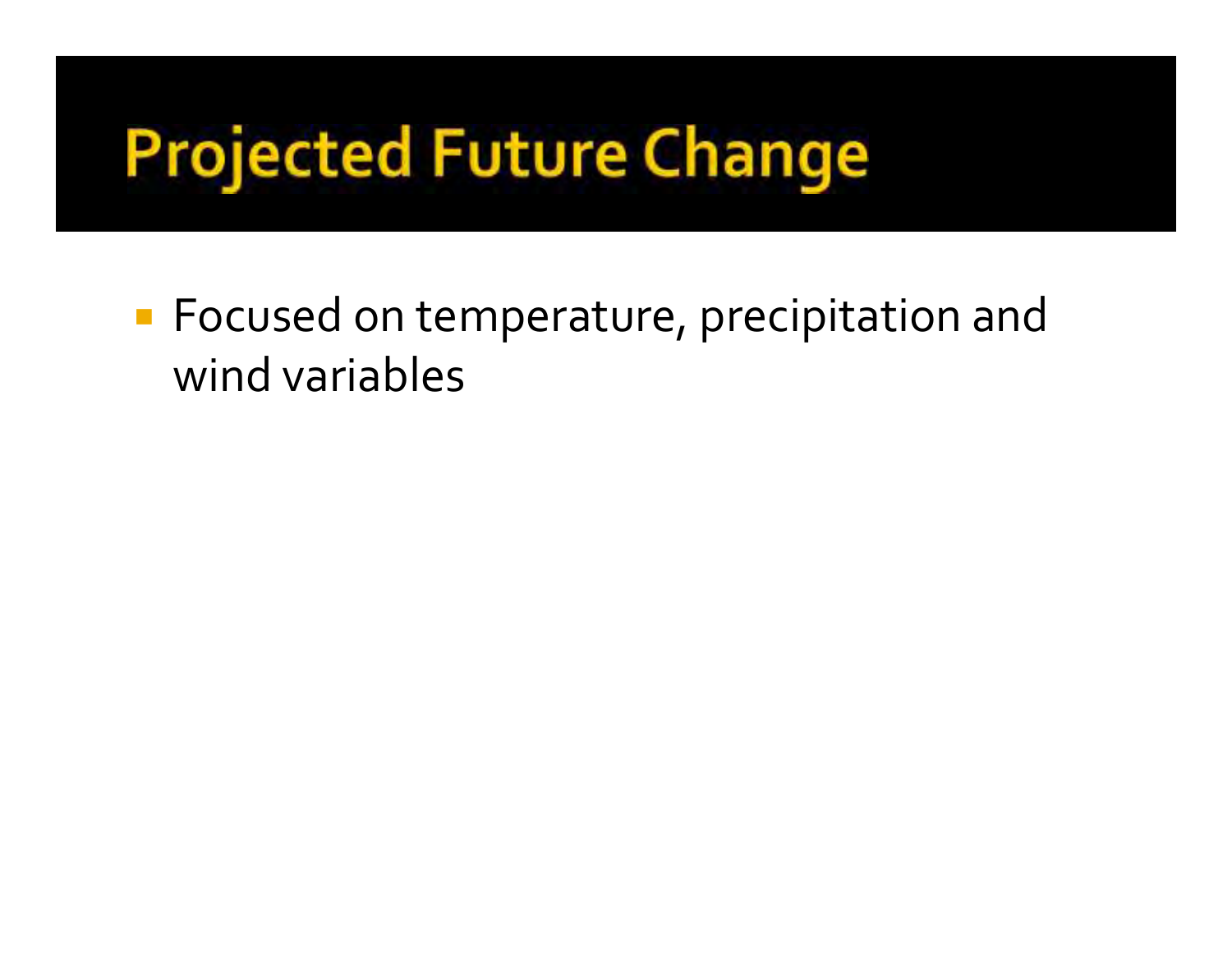# Projected Future Change

- Focused on temperature, precipitation and wind variables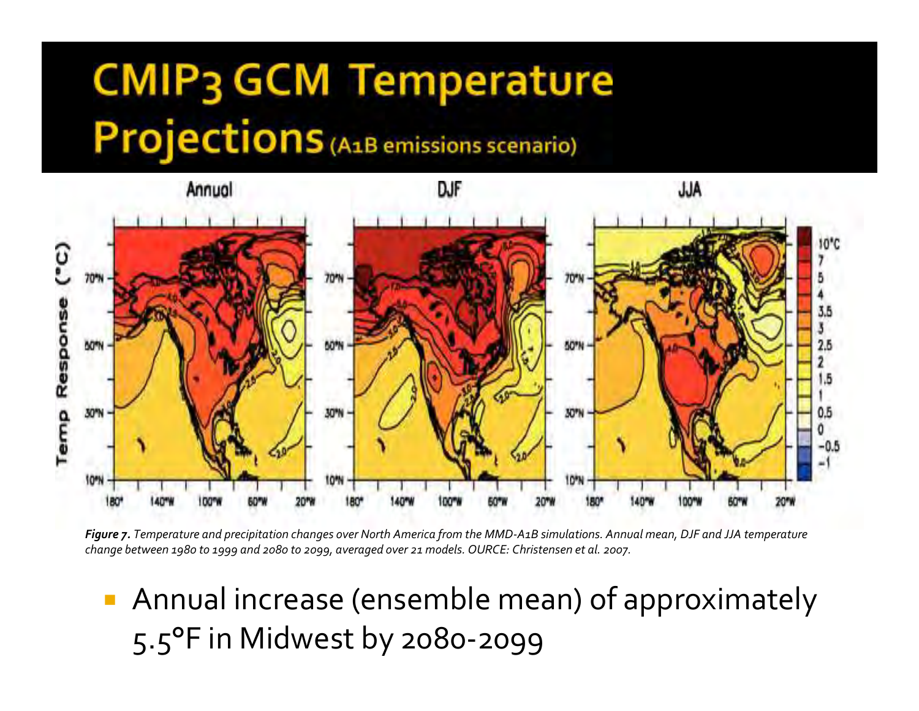# CMIP3 GCM Temperature Projections (A1B emissions scenario)

*Figure 7. Temperature and precipitation changes over North America from the MMD-A1B simulations. Annual mean, DJF and JJA temperature change between 1980 to 1999 and 2080 to 2099, averaged over 21 models. OURCE: Christensen et al. 2007.*

- Annual increase (ensemble mean) of approximately 5.5°F in Midwest by 2080-2099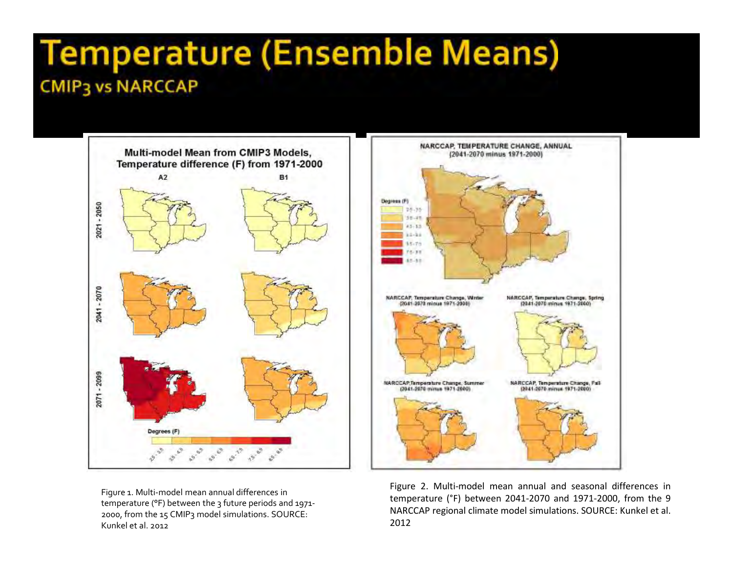# Temperature (Ensemble Means)

## CMIP3 vs NARCCAP

Figure 1. Multi-model mean annual differences in temperature (°F) between the 3 future periods and 1971-2000, from the 15 CMIP3 model simulations. SOURCE: Kunkel et al. 2012

Figure 2. Multi-model mean annual and seasonal differences in temperature (°F) between 2041-2070 and 1971-2000, from the 9 NARCCAP regional climate model simulations. SOURCE: Kunkel et al. 2012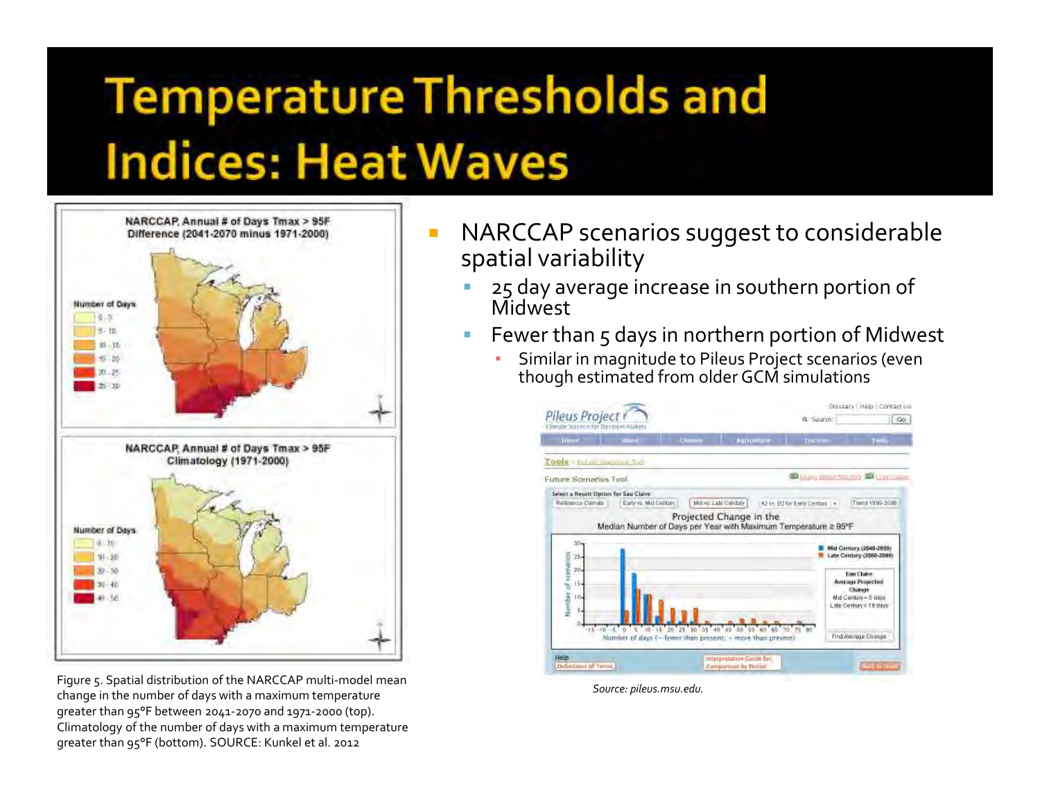# Temperature Thresholds and Indices: Heat Waves

- NARCCAP scenarios suggest to considerable spatial variability
  - 25 day average increase in southern portion of Midwest
  - Fewer than 5 days in northern portion of Midwest
    - Similar in magnitude to Pileus Project scenarios (even though estimated from older GCM simulations)

Figure 5. Spatial distribution of the NARCCAP multi-model mean change in the number of days with a maximum temperature greater than 95°F between 2041-2070 and 1971-2000 (top). Climatology of the number of days with a maximum temperature greater than 95°F (bottom). SOURCE: Kunkel et al. 2012

*Source: pileus.msu.edu.*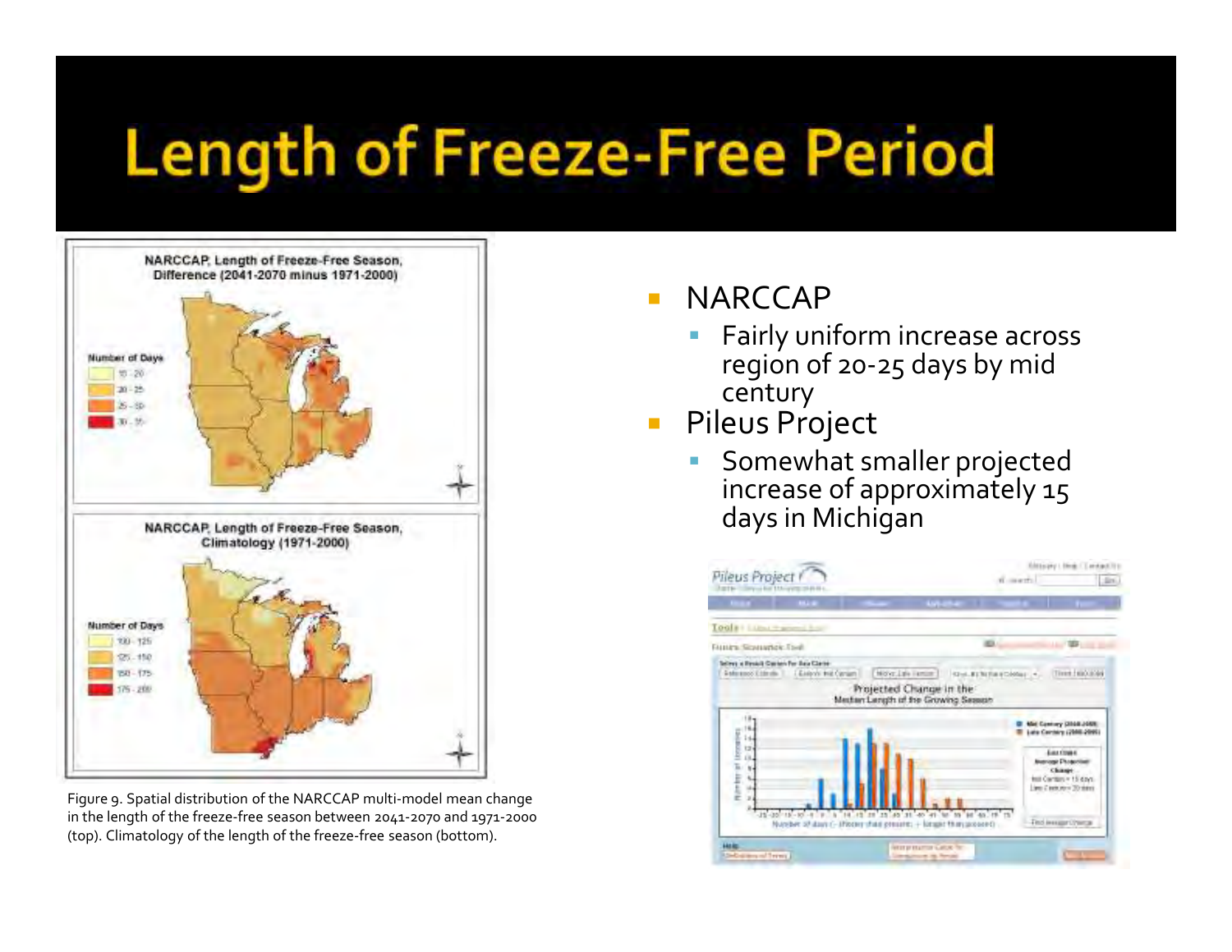# Length of Freeze-Free Period

Figure 9. Spatial distribution of the NARCCAP multi-model mean change in the length of the freeze-free season between 2041-2070 and 1971-2000 (top). Climatology of the length of the freeze-free season (bottom).

- NARCCAP
  - Fairly uniform increase across region of 20-25 days by mid century
- Pileus Project
  - Somewhat smaller projected increase of approximately 15 days in Michigan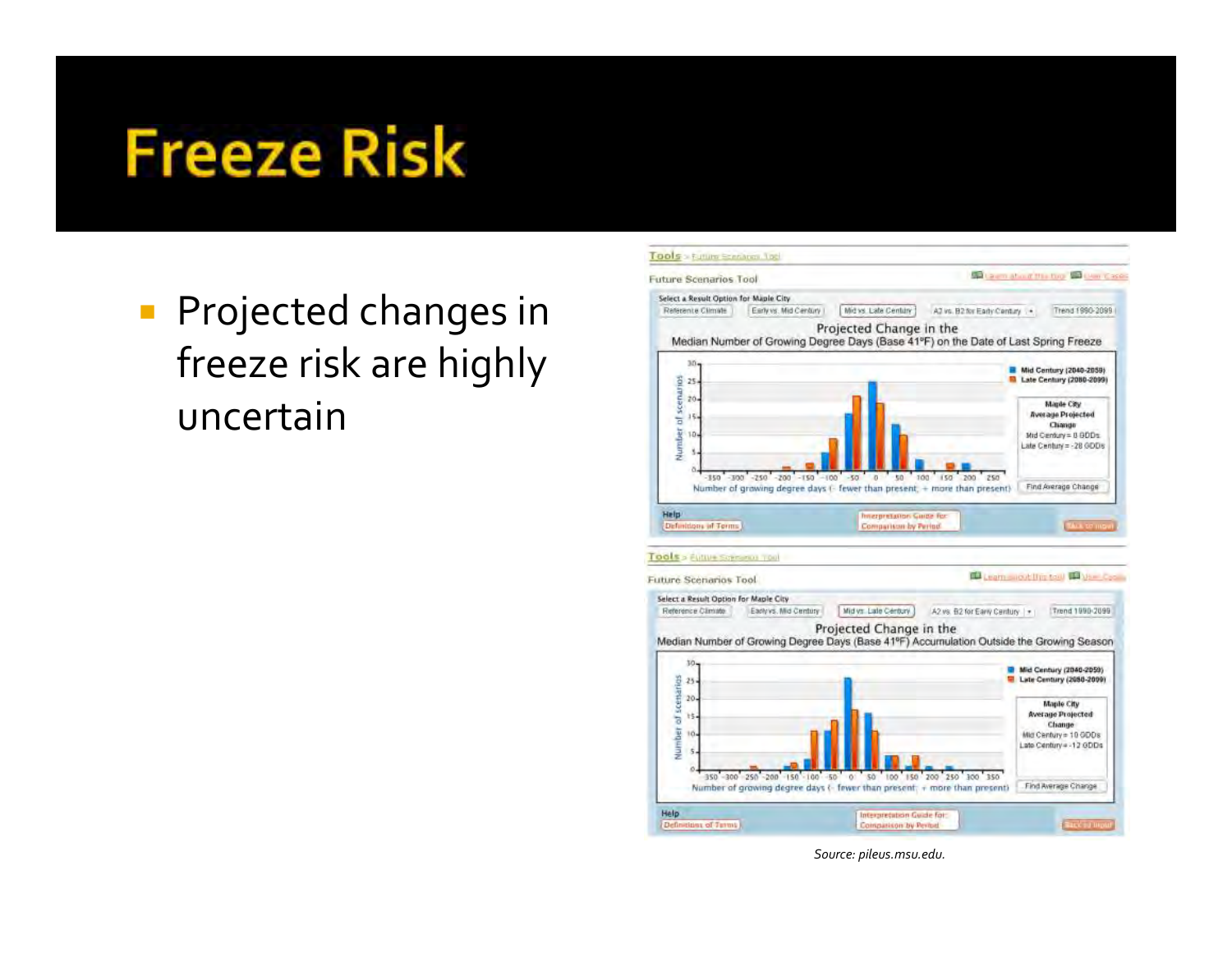# Freeze Risk

- Projected changes in freeze risk are highly uncertain

*Source: pileus.msu.edu.*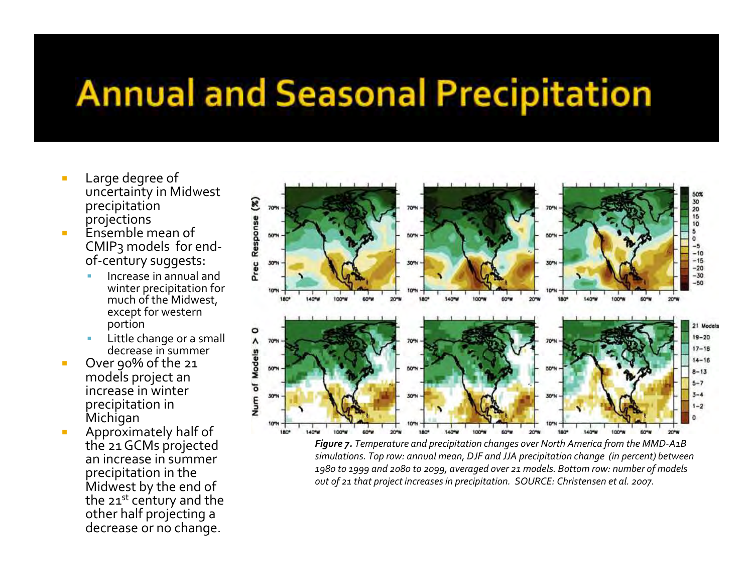# Annual and Seasonal Precipitation

- Large degree of uncertainty in Midwest precipitation projections
- Ensemble mean of CMIP3 models for end-of-century suggests:
  - Increase in annual and winter precipitation for much of the Midwest, except for western portion
  - Little change or a small decrease in summer
- Over 90% of the 21 models project an increase in winter precipitation in Michigan
- Approximately half of the 21 GCMs projected an increase in summer precipitation in the Midwest by the end of the 21st century and the other half projecting a decrease or no change.

***Figure 7.*** *Temperature and precipitation changes over North America from the MMD-A1B simulations. Top row: annual mean, DJF and JJA precipitation change (in percent) between 1980 to 1999 and 2080 to 2099, averaged over 21 models. Bottom row: number of models out of 21 that project increases in precipitation. SOURCE: Christensen et al. 2007.*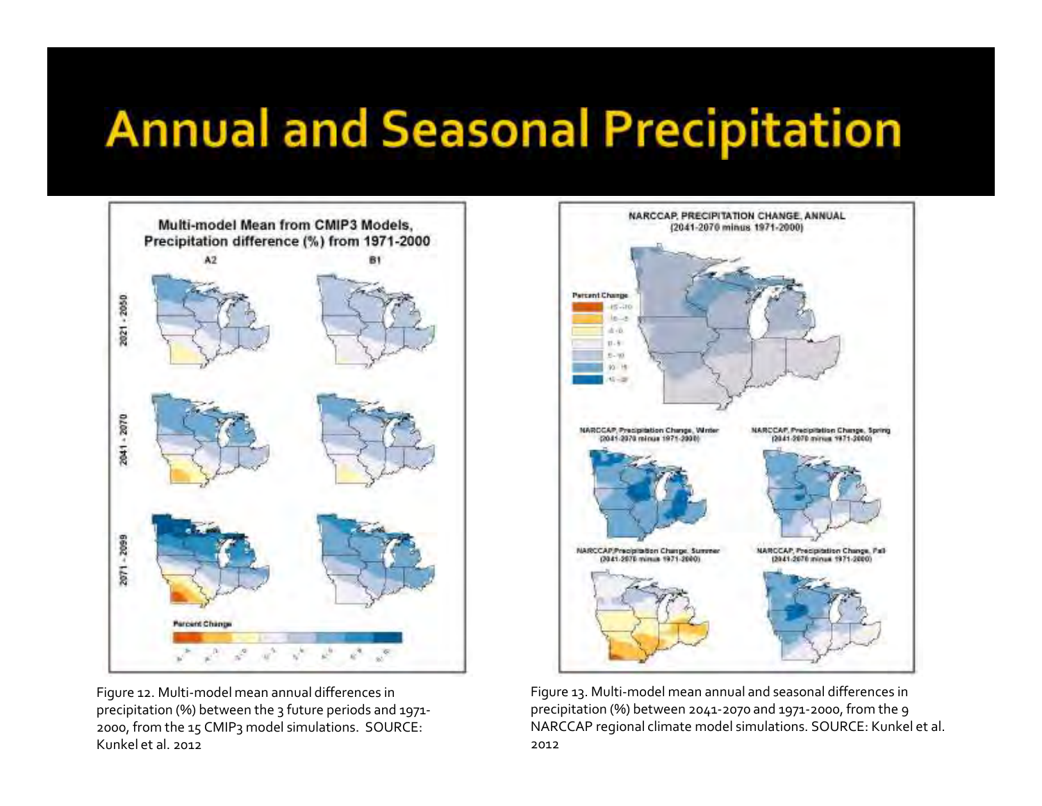# Annual and Seasonal Precipitation

Figure 12. Multi-model mean annual differences in precipitation (%) between the 3 future periods and 1971-2000, from the 15 CMIP3 model simulations. SOURCE: Kunkel et al. 2012

Figure 13. Multi-model mean annual and seasonal differences in precipitation (%) between 2041-2070 and 1971-2000, from the 9 NARCCAP regional climate model simulations. SOURCE: Kunkel et al. 2012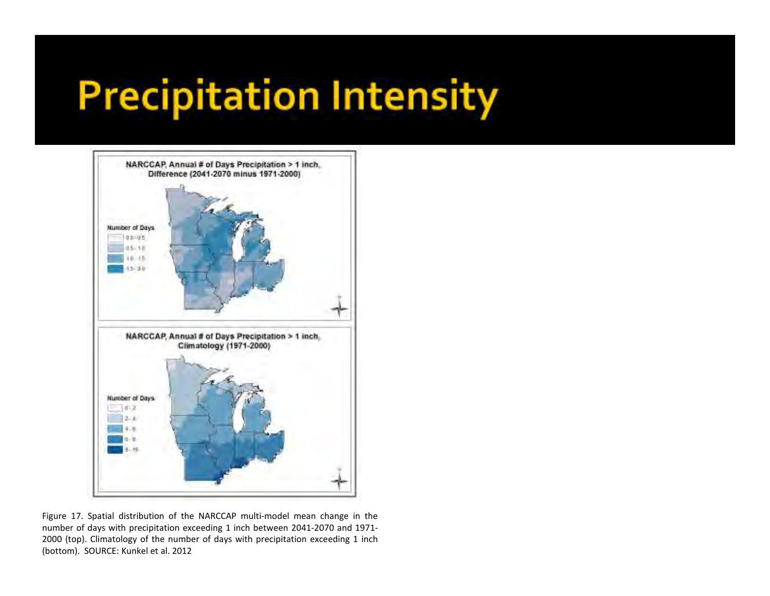# Precipitation Intensity

Figure 17. Spatial distribution of the NARCCAP multi-model mean change in the number of days with precipitation exceeding 1 inch between 2041-2070 and 1971-2000 (top). Climatology of the number of days with precipitation exceeding 1 inch (bottom). SOURCE: Kunkel et al. 2012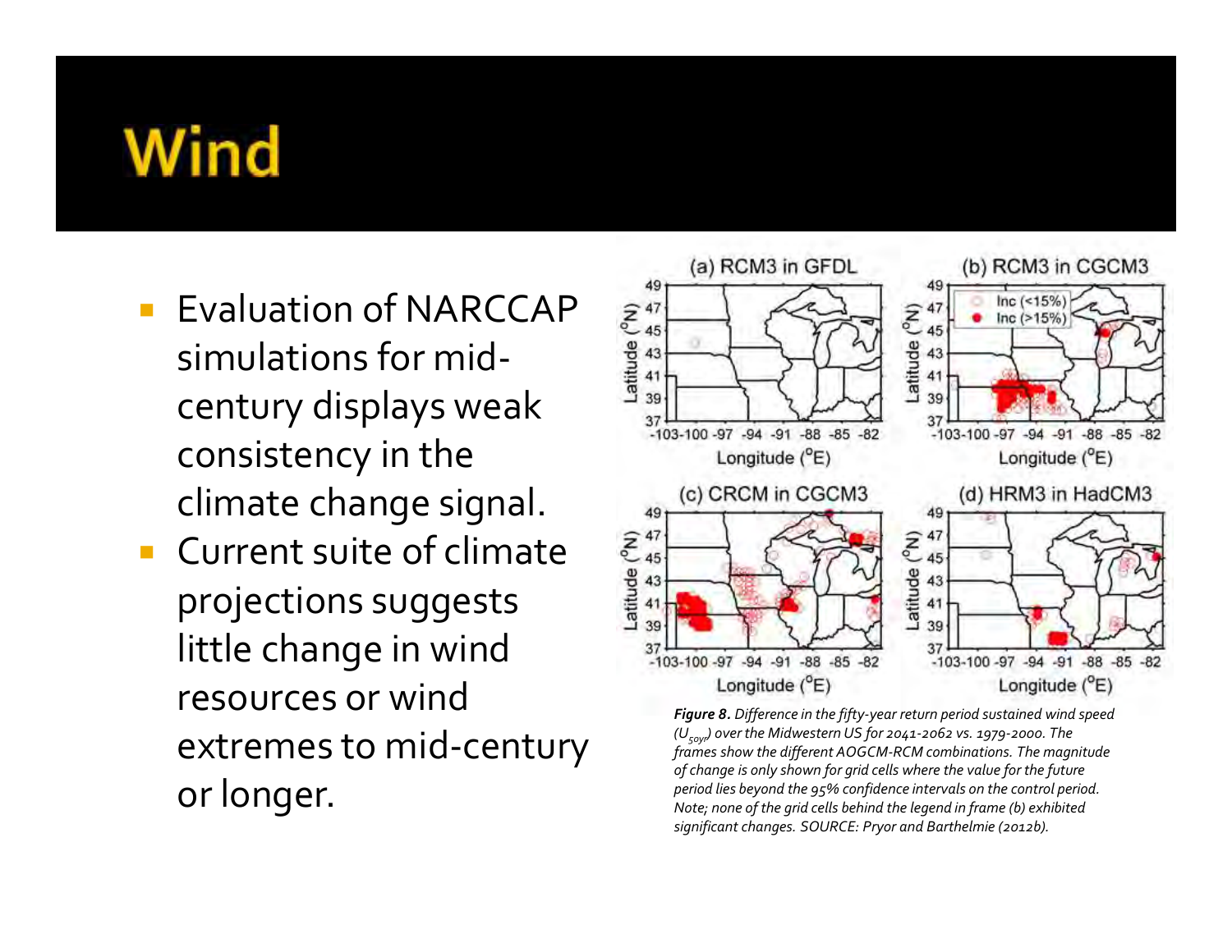# Wind

- Evaluation of NARCCAP simulations for mid-century displays weak consistency in the climate change signal.
- Current suite of climate projections suggests little change in wind resources or wind extremes to mid-century or longer.

***Figure 8.*** *Difference in the fifty-year return period sustained wind speed ($U_{50yr}$) over the Midwestern US for 2041-2062 vs. 1979-2000. The frames show the different AOGCM-RCM combinations. The magnitude of change is only shown for grid cells where the value for the future period lies beyond the 95% confidence intervals on the control period. Note; none of the grid cells behind the legend in frame (b) exhibited significant changes. SOURCE: Pryor and Barthelmie (2012b).*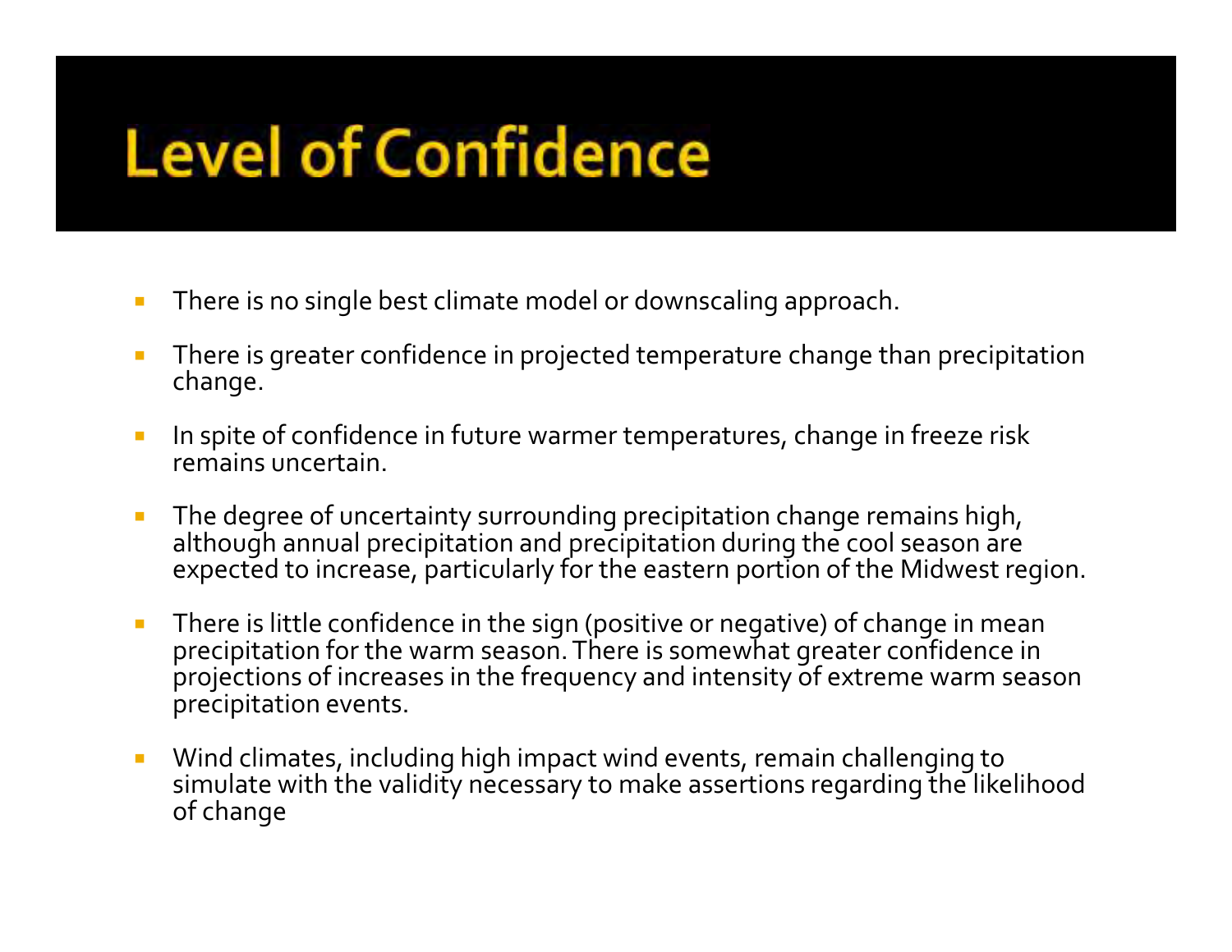# Level of Confidence

- There is no single best climate model or downscaling approach.
- There is greater confidence in projected temperature change than precipitation change.
- In spite of confidence in future warmer temperatures, change in freeze risk remains uncertain.
- The degree of uncertainty surrounding precipitation change remains high, although annual precipitation and precipitation during the cool season are expected to increase, particularly for the eastern portion of the Midwest region.
- There is little confidence in the sign (positive or negative) of change in mean precipitation for the warm season. There is somewhat greater confidence in projections of increases in the frequency and intensity of extreme warm season precipitation events.
- Wind climates, including high impact wind events, remain challenging to simulate with the validity necessary to make assertions regarding the likelihood of change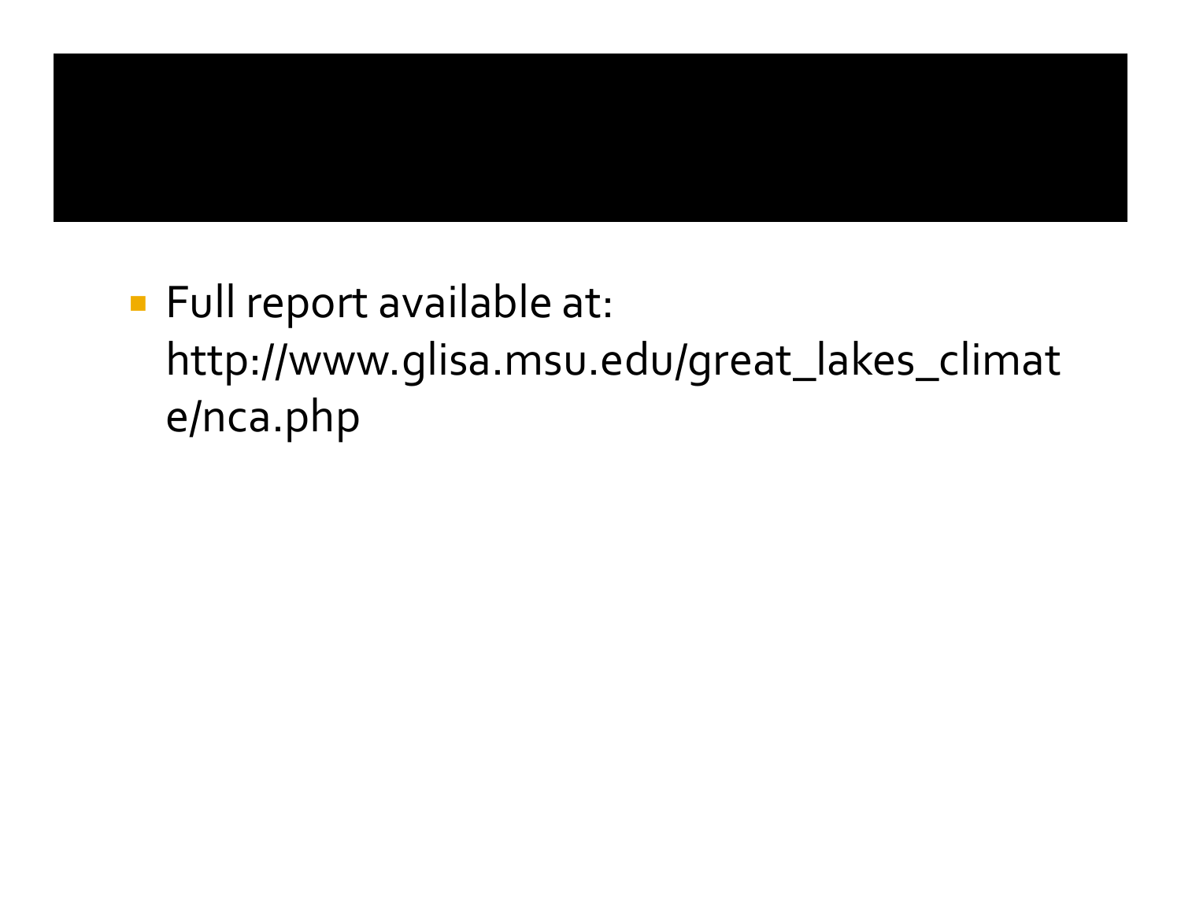- Full report available at: http://www.glisa.msu.edu/great_lakes_climate/nca.php